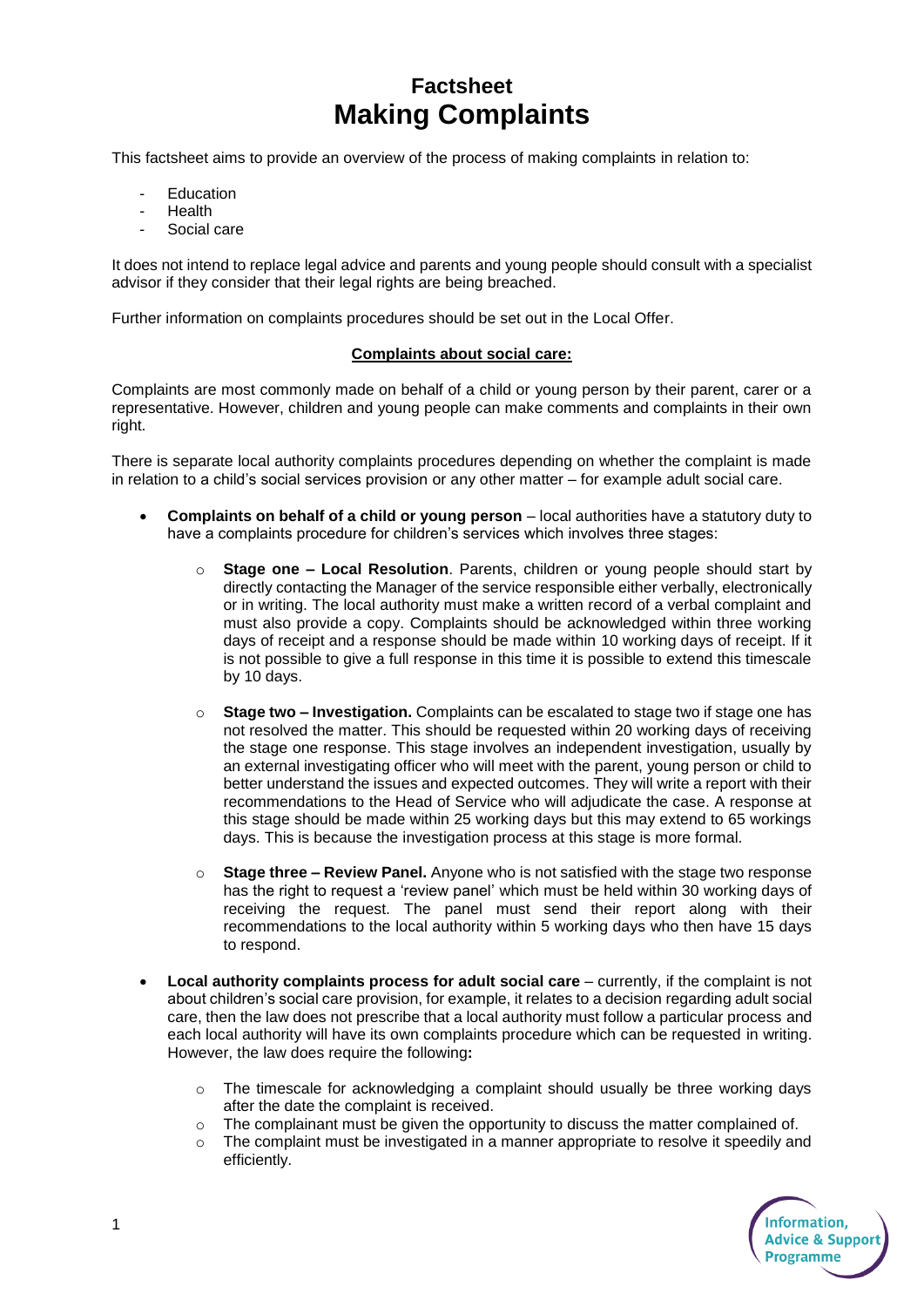# Factsheet
# Making Complaints

This factsheet aims to provide an overview of the process of making complaints in relation to:

- Education
- Health
- Social care

It does not intend to replace legal advice and parents and young people should consult with a specialist advisor if they consider that their legal rights are being breached.

Further information on complaints procedures should be set out in the Local Offer.

## Complaints about social care:

Complaints are most commonly made on behalf of a child or young person by their parent, carer or a representative. However, children and young people can make comments and complaints in their own right.

There is separate local authority complaints procedures depending on whether the complaint is made in relation to a child's social services provision or any other matter – for example adult social care.

- **Complaints on behalf of a child or young person** – local authorities have a statutory duty to have a complaints procedure for children's services which involves three stages:
  - **Stage one – Local Resolution**. Parents, children or young people should start by directly contacting the Manager of the service responsible either verbally, electronically or in writing. The local authority must make a written record of a verbal complaint and must also provide a copy. Complaints should be acknowledged within three working days of receipt and a response should be made within 10 working days of receipt. If it is not possible to give a full response in this time it is possible to extend this timescale by 10 days.
  - **Stage two – Investigation.** Complaints can be escalated to stage two if stage one has not resolved the matter. This should be requested within 20 working days of receiving the stage one response. This stage involves an independent investigation, usually by an external investigating officer who will meet with the parent, young person or child to better understand the issues and expected outcomes. They will write a report with their recommendations to the Head of Service who will adjudicate the case. A response at this stage should be made within 25 working days but this may extend to 65 workings days. This is because the investigation process at this stage is more formal.
  - **Stage three – Review Panel.** Anyone who is not satisfied with the stage two response has the right to request a 'review panel' which must be held within 30 working days of receiving the request. The panel must send their report along with their recommendations to the local authority within 5 working days who then have 15 days to respond.
- **Local authority complaints process for adult social care** – currently, if the complaint is not about children's social care provision, for example, it relates to a decision regarding adult social care, then the law does not prescribe that a local authority must follow a particular process and each local authority will have its own complaints procedure which can be requested in writing. However, the law does require the following**:**
  - The timescale for acknowledging a complaint should usually be three working days after the date the complaint is received.
  - The complainant must be given the opportunity to discuss the matter complained of.
  - The complaint must be investigated in a manner appropriate to resolve it speedily and efficiently.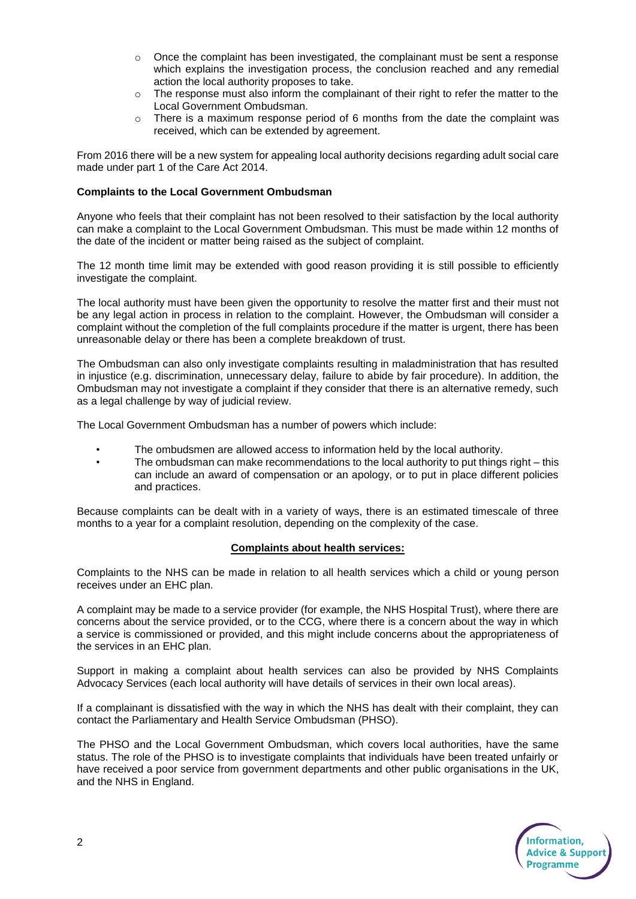- Once the complaint has been investigated, the complainant must be sent a response which explains the investigation process, the conclusion reached and any remedial action the local authority proposes to take.
- The response must also inform the complainant of their right to refer the matter to the Local Government Ombudsman.
- There is a maximum response period of 6 months from the date the complaint was received, which can be extended by agreement.

From 2016 there will be a new system for appealing local authority decisions regarding adult social care made under part 1 of the Care Act 2014.

**Complaints to the Local Government Ombudsman**

Anyone who feels that their complaint has not been resolved to their satisfaction by the local authority can make a complaint to the Local Government Ombudsman. This must be made within 12 months of the date of the incident or matter being raised as the subject of complaint.

The 12 month time limit may be extended with good reason providing it is still possible to efficiently investigate the complaint.

The local authority must have been given the opportunity to resolve the matter first and their must not be any legal action in process in relation to the complaint. However, the Ombudsman will consider a complaint without the completion of the full complaints procedure if the matter is urgent, there has been unreasonable delay or there has been a complete breakdown of trust.

The Ombudsman can also only investigate complaints resulting in maladministration that has resulted in injustice (e.g. discrimination, unnecessary delay, failure to abide by fair procedure). In addition, the Ombudsman may not investigate a complaint if they consider that there is an alternative remedy, such as a legal challenge by way of judicial review.

The Local Government Ombudsman has a number of powers which include:

- The ombudsmen are allowed access to information held by the local authority.
- The ombudsman can make recommendations to the local authority to put things right – this can include an award of compensation or an apology, or to put in place different policies and practices.

Because complaints can be dealt with in a variety of ways, there is an estimated timescale of three months to a year for a complaint resolution, depending on the complexity of the case.

## Complaints about health services:

Complaints to the NHS can be made in relation to all health services which a child or young person receives under an EHC plan.

A complaint may be made to a service provider (for example, the NHS Hospital Trust), where there are concerns about the service provided, or to the CCG, where there is a concern about the way in which a service is commissioned or provided, and this might include concerns about the appropriateness of the services in an EHC plan.

Support in making a complaint about health services can also be provided by NHS Complaints Advocacy Services (each local authority will have details of services in their own local areas).

If a complainant is dissatisfied with the way in which the NHS has dealt with their complaint, they can contact the Parliamentary and Health Service Ombudsman (PHSO).

The PHSO and the Local Government Ombudsman, which covers local authorities, have the same status. The role of the PHSO is to investigate complaints that individuals have been treated unfairly or have received a poor service from government departments and other public organisations in the UK, and the NHS in England.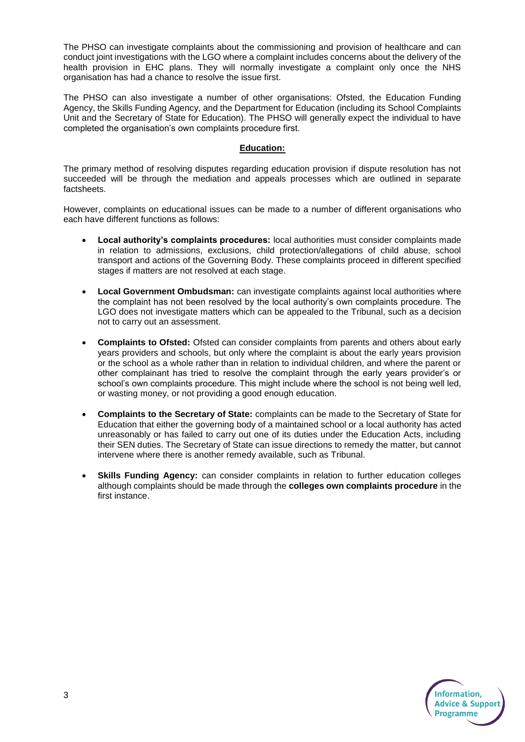The PHSO can investigate complaints about the commissioning and provision of healthcare and can conduct joint investigations with the LGO where a complaint includes concerns about the delivery of the health provision in EHC plans. They will normally investigate a complaint only once the NHS organisation has had a chance to resolve the issue first.

The PHSO can also investigate a number of other organisations: Ofsted, the Education Funding Agency, the Skills Funding Agency, and the Department for Education (including its School Complaints Unit and the Secretary of State for Education). The PHSO will generally expect the individual to have completed the organisation's own complaints procedure first.

## Education:

The primary method of resolving disputes regarding education provision if dispute resolution has not succeeded will be through the mediation and appeals processes which are outlined in separate factsheets.

However, complaints on educational issues can be made to a number of different organisations who each have different functions as follows:

- **Local authority's complaints procedures:** local authorities must consider complaints made in relation to admissions, exclusions, child protection/allegations of child abuse, school transport and actions of the Governing Body. These complaints proceed in different specified stages if matters are not resolved at each stage.

- **Local Government Ombudsman:** can investigate complaints against local authorities where the complaint has not been resolved by the local authority's own complaints procedure. The LGO does not investigate matters which can be appealed to the Tribunal, such as a decision not to carry out an assessment.

- **Complaints to Ofsted:** Ofsted can consider complaints from parents and others about early years providers and schools, but only where the complaint is about the early years provision or the school as a whole rather than in relation to individual children, and where the parent or other complainant has tried to resolve the complaint through the early years provider's or school's own complaints procedure. This might include where the school is not being well led, or wasting money, or not providing a good enough education.

- **Complaints to the Secretary of State:** complaints can be made to the Secretary of State for Education that either the governing body of a maintained school or a local authority has acted unreasonably or has failed to carry out one of its duties under the Education Acts, including their SEN duties. The Secretary of State can issue directions to remedy the matter, but cannot intervene where there is another remedy available, such as Tribunal.

- **Skills Funding Agency:** can consider complaints in relation to further education colleges although complaints should be made through the **colleges own complaints procedure** in the first instance.